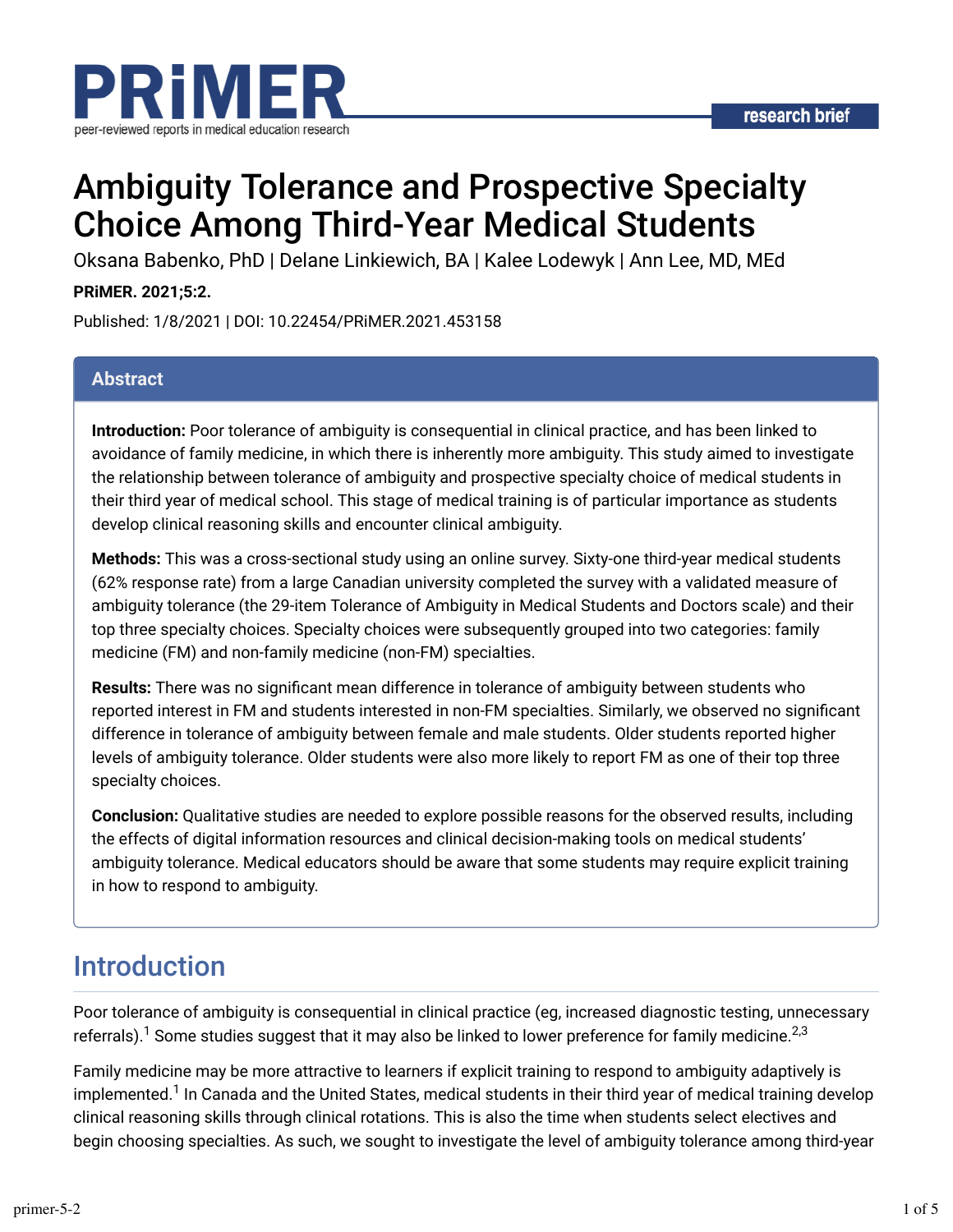PRiMER

peer-reviewed reports in medical education research

research brief

# Ambiguity Tolerance and Prospective Specialty Choice Among Third-Year Medical Students

Oksana Babenko, PhD | Delane Linkiewich, BA | Kalee Lodewyk | Ann Lee, MD, MEd

**PRiMER. 2021;5:2.**

Published: 1/8/2021 | DOI: 10.22454/PRiMER.2021.453158

## Abstract

**Introduction:** Poor tolerance of ambiguity is consequential in clinical practice, and has been linked to avoidance of family medicine, in which there is inherently more ambiguity. This study aimed to investigate the relationship between tolerance of ambiguity and prospective specialty choice of medical students in their third year of medical school. This stage of medical training is of particular importance as students develop clinical reasoning skills and encounter clinical ambiguity.

**Methods:** This was a cross-sectional study using an online survey. Sixty-one third-year medical students (62% response rate) from a large Canadian university completed the survey with a validated measure of ambiguity tolerance (the 29-item Tolerance of Ambiguity in Medical Students and Doctors scale) and their top three specialty choices. Specialty choices were subsequently grouped into two categories: family medicine (FM) and non-family medicine (non-FM) specialties.

**Results:** There was no significant mean difference in tolerance of ambiguity between students who reported interest in FM and students interested in non-FM specialties. Similarly, we observed no significant difference in tolerance of ambiguity between female and male students. Older students reported higher levels of ambiguity tolerance. Older students were also more likely to report FM as one of their top three specialty choices.

**Conclusion:** Qualitative studies are needed to explore possible reasons for the observed results, including the effects of digital information resources and clinical decision-making tools on medical students' ambiguity tolerance. Medical educators should be aware that some students may require explicit training in how to respond to ambiguity.

## Introduction

Poor tolerance of ambiguity is consequential in clinical practice (eg, increased diagnostic testing, unnecessary referrals).[1] Some studies suggest that it may also be linked to lower preference for family medicine.[2,3]

Family medicine may be more attractive to learners if explicit training to respond to ambiguity adaptively is implemented.[1] In Canada and the United States, medical students in their third year of medical training develop clinical reasoning skills through clinical rotations. This is also the time when students select electives and begin choosing specialties. As such, we sought to investigate the level of ambiguity tolerance among third-year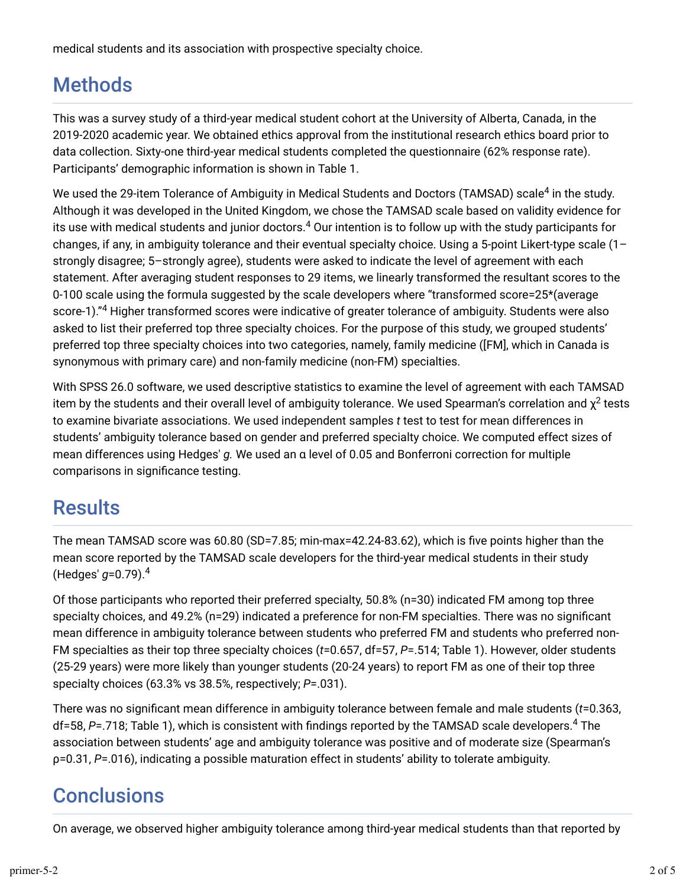medical students and its association with prospective specialty choice.

## Methods

This was a survey study of a third-year medical student cohort at the University of Alberta, Canada, in the 2019-2020 academic year. We obtained ethics approval from the institutional research ethics board prior to data collection. Sixty-one third-year medical students completed the questionnaire (62% response rate). Participants' demographic information is shown in Table 1.

We used the 29-item Tolerance of Ambiguity in Medical Students and Doctors (TAMSAD) scale[4] in the study. Although it was developed in the United Kingdom, we chose the TAMSAD scale based on validity evidence for its use with medical students and junior doctors.[4] Our intention is to follow up with the study participants for changes, if any, in ambiguity tolerance and their eventual specialty choice. Using a 5-point Likert-type scale (1–strongly disagree; 5–strongly agree), students were asked to indicate the level of agreement with each statement. After averaging student responses to 29 items, we linearly transformed the resultant scores to the 0-100 scale using the formula suggested by the scale developers where "transformed score=25*(average score-1)."[4] Higher transformed scores were indicative of greater tolerance of ambiguity. Students were also asked to list their preferred top three specialty choices. For the purpose of this study, we grouped students' preferred top three specialty choices into two categories, namely, family medicine ([FM], which in Canada is synonymous with primary care) and non-family medicine (non-FM) specialties.

With SPSS 26.0 software, we used descriptive statistics to examine the level of agreement with each TAMSAD item by the students and their overall level of ambiguity tolerance. We used Spearman's correlation and $\chi^2$ tests to examine bivariate associations. We used independent samples *t* test to test for mean differences in students' ambiguity tolerance based on gender and preferred specialty choice. We computed effect sizes of mean differences using Hedges' *g.* We used an $\alpha$ level of 0.05 and Bonferroni correction for multiple comparisons in significance testing.

## Results

The mean TAMSAD score was 60.80 (SD=7.85; min-max=42.24-83.62), which is five points higher than the mean score reported by the TAMSAD scale developers for the third-year medical students in their study (Hedges' $g$=0.79).[4]

Of those participants who reported their preferred specialty, 50.8% (n=30) indicated FM among top three specialty choices, and 49.2% (n=29) indicated a preference for non-FM specialties. There was no significant mean difference in ambiguity tolerance between students who preferred FM and students who preferred non-FM specialties as their top three specialty choices ($t$=0.657, df=57, $P$=.514; Table 1). However, older students (25-29 years) were more likely than younger students (20-24 years) to report FM as one of their top three specialty choices (63.3% vs 38.5%, respectively; $P$=.031).

There was no significant mean difference in ambiguity tolerance between female and male students ($t$=0.363, df=58, $P$=.718; Table 1), which is consistent with findings reported by the TAMSAD scale developers.[4] The association between students' age and ambiguity tolerance was positive and of moderate size (Spearman's $\rho$=0.31, $P$=.016), indicating a possible maturation effect in students' ability to tolerate ambiguity.

## Conclusions

On average, we observed higher ambiguity tolerance among third-year medical students than that reported by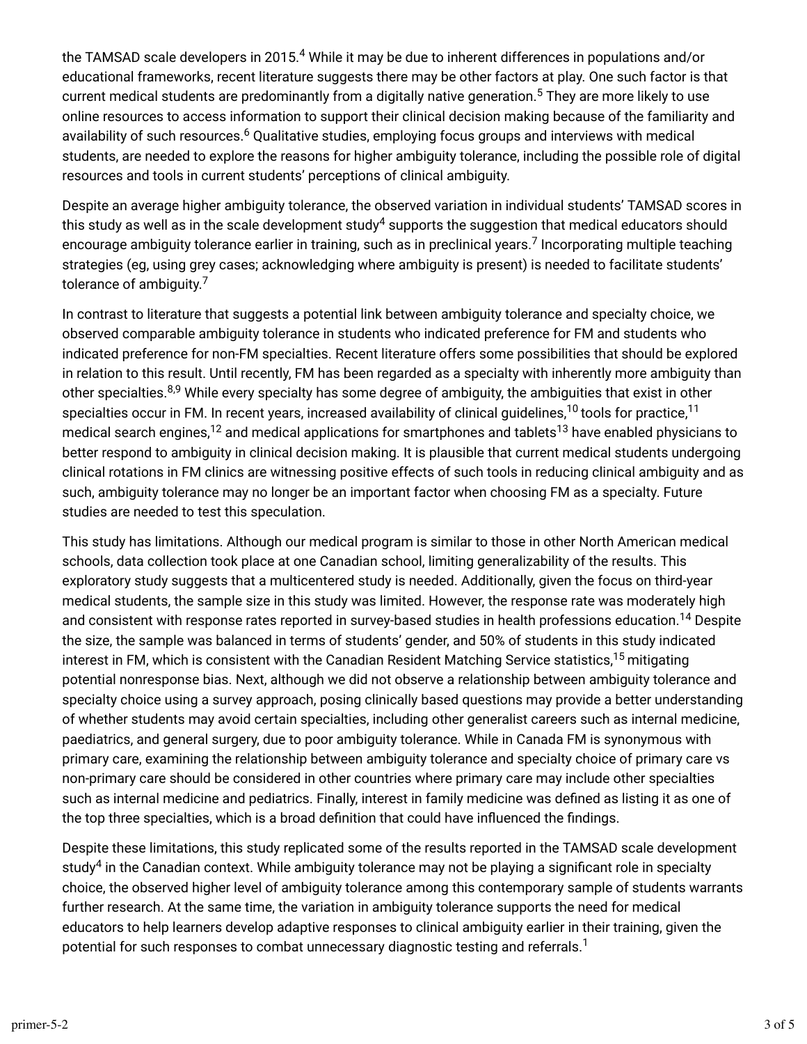the TAMSAD scale developers in 2015.[4] While it may be due to inherent differences in populations and/or educational frameworks, recent literature suggests there may be other factors at play. One such factor is that current medical students are predominantly from a digitally native generation.[5] They are more likely to use online resources to access information to support their clinical decision making because of the familiarity and availability of such resources.[6] Qualitative studies, employing focus groups and interviews with medical students, are needed to explore the reasons for higher ambiguity tolerance, including the possible role of digital resources and tools in current students' perceptions of clinical ambiguity.

Despite an average higher ambiguity tolerance, the observed variation in individual students' TAMSAD scores in this study as well as in the scale development study[4] supports the suggestion that medical educators should encourage ambiguity tolerance earlier in training, such as in preclinical years.[7] Incorporating multiple teaching strategies (eg, using grey cases; acknowledging where ambiguity is present) is needed to facilitate students' tolerance of ambiguity.[7]

In contrast to literature that suggests a potential link between ambiguity tolerance and specialty choice, we observed comparable ambiguity tolerance in students who indicated preference for FM and students who indicated preference for non-FM specialties. Recent literature offers some possibilities that should be explored in relation to this result. Until recently, FM has been regarded as a specialty with inherently more ambiguity than other specialties.[8,9] While every specialty has some degree of ambiguity, the ambiguities that exist in other specialties occur in FM. In recent years, increased availability of clinical guidelines,[10] tools for practice,[11] medical search engines,[12] and medical applications for smartphones and tablets[13] have enabled physicians to better respond to ambiguity in clinical decision making. It is plausible that current medical students undergoing clinical rotations in FM clinics are witnessing positive effects of such tools in reducing clinical ambiguity and as such, ambiguity tolerance may no longer be an important factor when choosing FM as a specialty. Future studies are needed to test this speculation.

This study has limitations. Although our medical program is similar to those in other North American medical schools, data collection took place at one Canadian school, limiting generalizability of the results. This exploratory study suggests that a multicentered study is needed. Additionally, given the focus on third-year medical students, the sample size in this study was limited. However, the response rate was moderately high and consistent with response rates reported in survey-based studies in health professions education.[14] Despite the size, the sample was balanced in terms of students' gender, and 50% of students in this study indicated interest in FM, which is consistent with the Canadian Resident Matching Service statistics,[15] mitigating potential nonresponse bias. Next, although we did not observe a relationship between ambiguity tolerance and specialty choice using a survey approach, posing clinically based questions may provide a better understanding of whether students may avoid certain specialties, including other generalist careers such as internal medicine, paediatrics, and general surgery, due to poor ambiguity tolerance. While in Canada FM is synonymous with primary care, examining the relationship between ambiguity tolerance and specialty choice of primary care vs non-primary care should be considered in other countries where primary care may include other specialties such as internal medicine and pediatrics. Finally, interest in family medicine was defined as listing it as one of the top three specialties, which is a broad definition that could have influenced the findings.

Despite these limitations, this study replicated some of the results reported in the TAMSAD scale development study[4] in the Canadian context. While ambiguity tolerance may not be playing a significant role in specialty choice, the observed higher level of ambiguity tolerance among this contemporary sample of students warrants further research. At the same time, the variation in ambiguity tolerance supports the need for medical educators to help learners develop adaptive responses to clinical ambiguity earlier in their training, given the potential for such responses to combat unnecessary diagnostic testing and referrals.[1]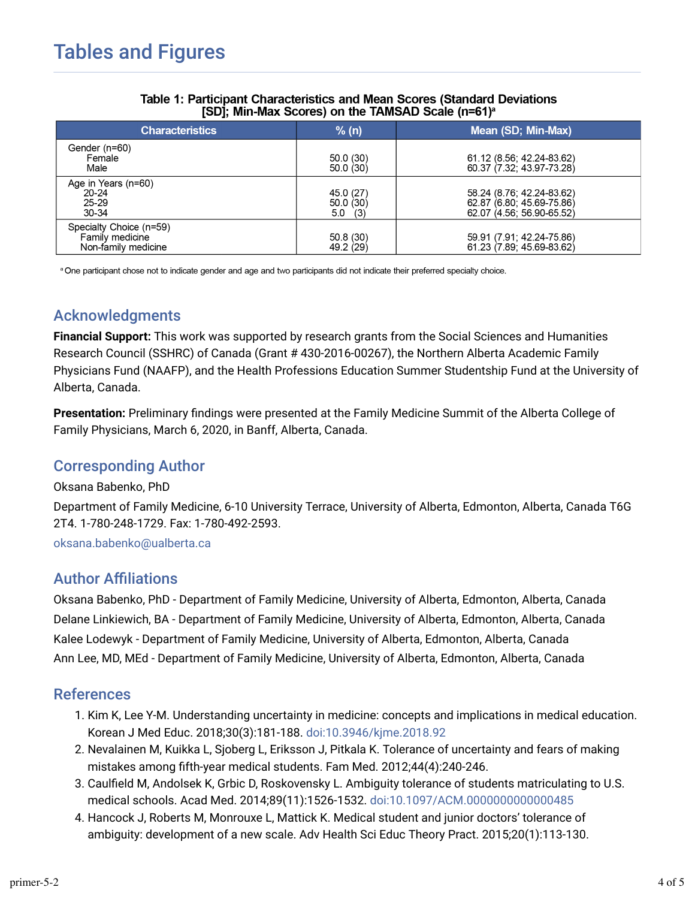# Tables and Figures

**Table 1: Participant Characteristics and Mean Scores (Standard Deviations [SD]; Min-Max Scores) on the TAMSAD Scale (n=61)[a]**

| Characteristics | % (n) | Mean (SD; Min-Max) |
|---|---|---|
| Gender (n=60) | | |
| Female | 50.0 (30) | 61.12 (8.56; 42.24-83.62) |
| Male | 50.0 (30) | 60.37 (7.32; 43.97-73.28) |
| Age in Years (n=60) | | |
| 20-24 | 45.0 (27) | 58.24 (8.76; 42.24-83.62) |
| 25-29 | 50.0 (30) | 62.87 (6.80; 45.69-75.86) |
| 30-34 | 5.0 (3) | 62.07 (4.56; 56.90-65.52) |
| Specialty Choice (n=59) | | |
| Family medicine | 50.8 (30) | 59.91 (7.91; 42.24-75.86) |
| Non-family medicine | 49.2 (29) | 61.23 (7.89; 45.69-83.62) |

[a] One participant chose not to indicate gender and age and two participants did not indicate their preferred specialty choice.

## Acknowledgments

**Financial Support:** This work was supported by research grants from the Social Sciences and Humanities Research Council (SSHRC) of Canada (Grant # 430-2016-00267), the Northern Alberta Academic Family Physicians Fund (NAAFP), and the Health Professions Education Summer Studentship Fund at the University of Alberta, Canada.

**Presentation:** Preliminary findings were presented at the Family Medicine Summit of the Alberta College of Family Physicians, March 6, 2020, in Banff, Alberta, Canada.

## Corresponding Author

Oksana Babenko, PhD

Department of Family Medicine, 6-10 University Terrace, University of Alberta, Edmonton, Alberta, Canada T6G 2T4. 1-780-248-1729. Fax: 1-780-492-2593.

oksana.babenko@ualberta.ca

## Author Affiliations

Oksana Babenko, PhD - Department of Family Medicine, University of Alberta, Edmonton, Alberta, Canada

Delane Linkiewich, BA - Department of Family Medicine, University of Alberta, Edmonton, Alberta, Canada

Kalee Lodewyk - Department of Family Medicine, University of Alberta, Edmonton, Alberta, Canada

Ann Lee, MD, MEd - Department of Family Medicine, University of Alberta, Edmonton, Alberta, Canada

## References

1. Kim K, Lee Y-M. Understanding uncertainty in medicine: concepts and implications in medical education. Korean J Med Educ. 2018;30(3):181-188. doi:10.3946/kjme.2018.92
2. Nevalainen M, Kuikka L, Sjoberg L, Eriksson J, Pitkala K. Tolerance of uncertainty and fears of making mistakes among fifth-year medical students. Fam Med. 2012;44(4):240-246.
3. Caulfield M, Andolsek K, Grbic D, Roskovensky L. Ambiguity tolerance of students matriculating to U.S. medical schools. Acad Med. 2014;89(11):1526-1532. doi:10.1097/ACM.0000000000000485
4. Hancock J, Roberts M, Monrouxe L, Mattick K. Medical student and junior doctors' tolerance of ambiguity: development of a new scale. Adv Health Sci Educ Theory Pract. 2015;20(1):113-130.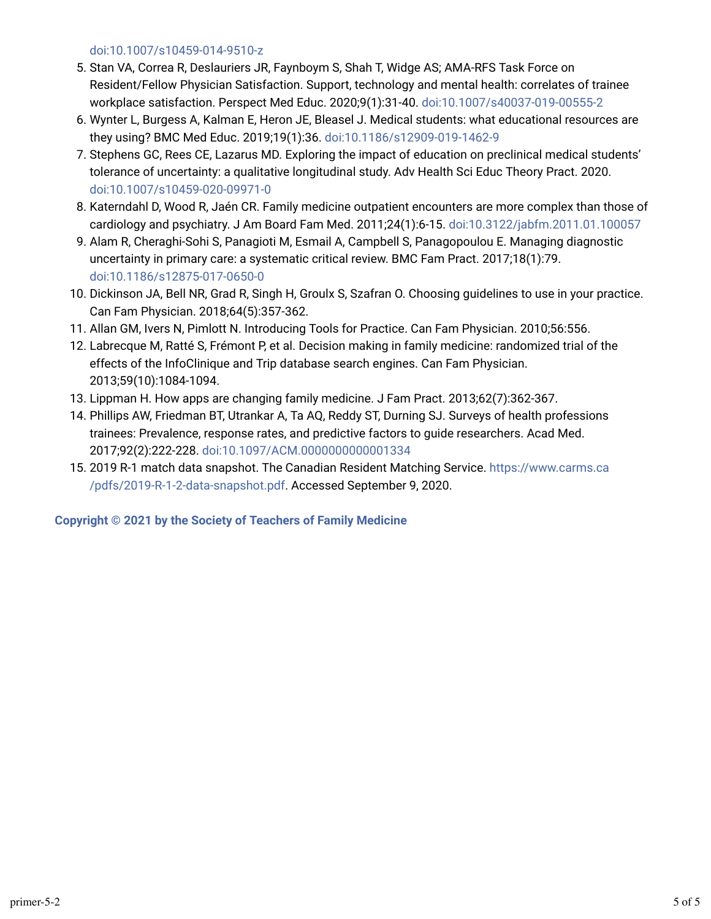doi:10.1007/s10459-014-9510-z

5. Stan VA, Correa R, Deslauriers JR, Faynboym S, Shah T, Widge AS; AMA-RFS Task Force on Resident/Fellow Physician Satisfaction. Support, technology and mental health: correlates of trainee workplace satisfaction. Perspect Med Educ. 2020;9(1):31-40. doi:10.1007/s40037-019-00555-2
6. Wynter L, Burgess A, Kalman E, Heron JE, Bleasel J. Medical students: what educational resources are they using? BMC Med Educ. 2019;19(1):36. doi:10.1186/s12909-019-1462-9
7. Stephens GC, Rees CE, Lazarus MD. Exploring the impact of education on preclinical medical students' tolerance of uncertainty: a qualitative longitudinal study. Adv Health Sci Educ Theory Pract. 2020. doi:10.1007/s10459-020-09971-0
8. Katerndahl D, Wood R, Jaén CR. Family medicine outpatient encounters are more complex than those of cardiology and psychiatry. J Am Board Fam Med. 2011;24(1):6-15. doi:10.3122/jabfm.2011.01.100057
9. Alam R, Cheraghi-Sohi S, Panagioti M, Esmail A, Campbell S, Panagopoulou E. Managing diagnostic uncertainty in primary care: a systematic critical review. BMC Fam Pract. 2017;18(1):79. doi:10.1186/s12875-017-0650-0
10. Dickinson JA, Bell NR, Grad R, Singh H, Groulx S, Szafran O. Choosing guidelines to use in your practice. Can Fam Physician. 2018;64(5):357-362.
11. Allan GM, Ivers N, Pimlott N. Introducing Tools for Practice. Can Fam Physician. 2010;56:556.
12. Labrecque M, Ratté S, Frémont P, et al. Decision making in family medicine: randomized trial of the effects of the InfoClinique and Trip database search engines. Can Fam Physician. 2013;59(10):1084-1094.
13. Lippman H. How apps are changing family medicine. J Fam Pract. 2013;62(7):362-367.
14. Phillips AW, Friedman BT, Utrankar A, Ta AQ, Reddy ST, Durning SJ. Surveys of health professions trainees: Prevalence, response rates, and predictive factors to guide researchers. Acad Med. 2017;92(2):222-228. doi:10.1097/ACM.0000000000001334
15. 2019 R-1 match data snapshot. The Canadian Resident Matching Service. https://www.carms.ca/pdfs/2019-R-1-2-data-snapshot.pdf. Accessed September 9, 2020.

**Copyright © 2021 by the Society of Teachers of Family Medicine**